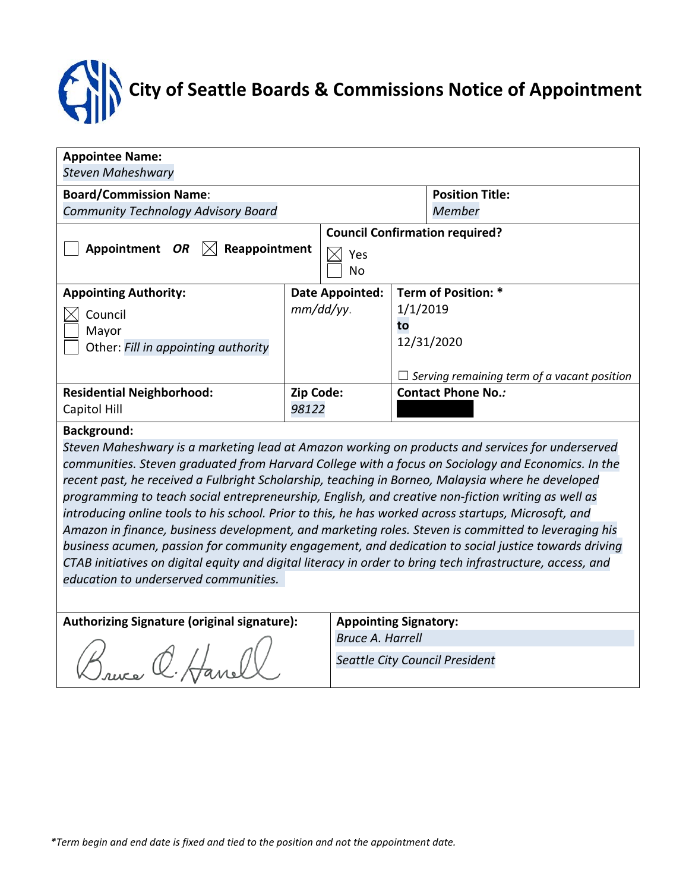# City of Seattle Boards & Commissions Notice of Appointment

| | | | |
|---|---|---|---|
| **Appointee Name:**<br>*Steven Maheshwary* | | | |
| **Board/Commission Name:**<br>*Community Technology Advisory Board* | | | **Position Title:**<br>*Member* |
| ☐ **Appointment** ***OR*** ☒ **Reappointment** | | **Council Confirmation required?**<br>☒ Yes<br>☐ No | |
| **Appointing Authority:**<br>☒ Council<br>☐ Mayor<br>☐ Other: *Fill in appointing authority* | **Date Appointed:**<br>*mm/dd/yy.* | **Term of Position:** *<br>1/1/2019<br>**to**<br>12/31/2020<br><br>☐ *Serving remaining term of a vacant position* | |
| **Residential Neighborhood:**<br>Capitol Hill | **Zip Code:**<br>*98122* | **Contact Phone No.:**<br>[redacted] | |

**Background:**

*Steven Maheshwary is a marketing lead at Amazon working on products and services for underserved communities. Steven graduated from Harvard College with a focus on Sociology and Economics. In the recent past, he received a Fulbright Scholarship, teaching in Borneo, Malaysia where he developed programming to teach social entrepreneurship, English, and creative non-fiction writing as well as introducing online tools to his school. Prior to this, he has worked across startups, Microsoft, and Amazon in finance, business development, and marketing roles. Steven is committed to leveraging his business acumen, passion for community engagement, and dedication to social justice towards driving CTAB initiatives on digital equity and digital literacy in order to bring tech infrastructure, access, and education to underserved communities.*

| **Authorizing Signature (original signature):** | **Appointing Signatory:** |
|---|---|
| Bruce A. Harrell (signature) | *Bruce A. Harrell*<br>*Seattle City Council President* |

*Term begin and end date is fixed and tied to the position and not the appointment date.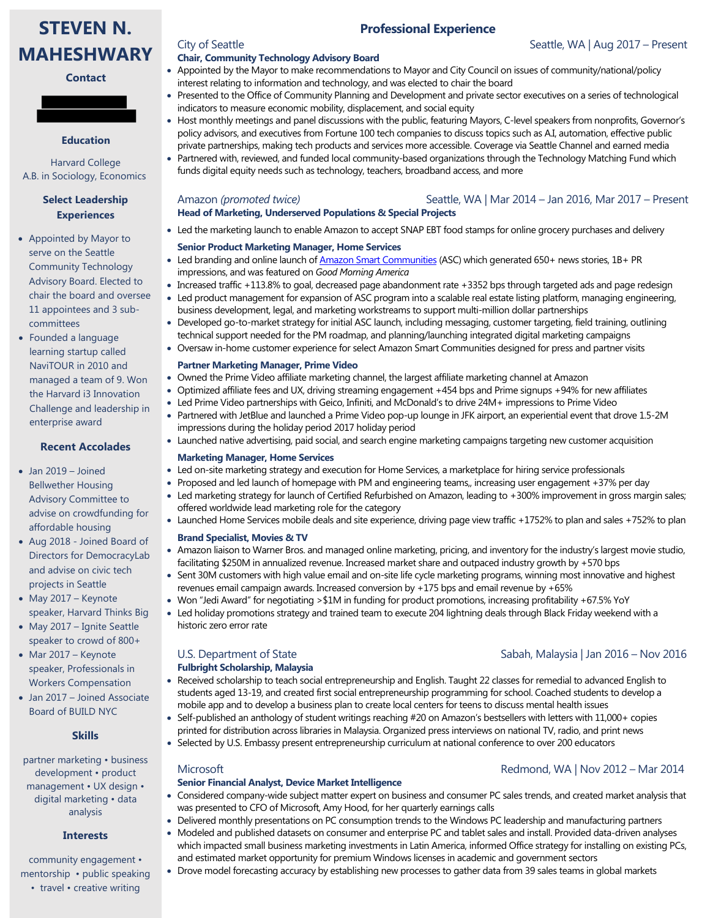# STEVEN N. MAHESHWARY

## Contact

## Education

Harvard College
A.B. in Sociology, Economics

## Select Leadership Experiences

- Appointed by Mayor to serve on the Seattle Community Technology Advisory Board. Elected to chair the board and oversee 11 appointees and 3 sub-committees
- Founded a language learning startup called NaviTOUR in 2010 and managed a team of 9. Won the Harvard i3 Innovation Challenge and leadership in enterprise award

## Recent Accolades

- Jan 2019 – Joined Bellwether Housing Advisory Committee to advise on crowdfunding for affordable housing
- Aug 2018 - Joined Board of Directors for DemocracyLab and advise on civic tech projects in Seattle
- May 2017 – Keynote speaker, Harvard Thinks Big
- May 2017 – Ignite Seattle speaker to crowd of 800+
- Mar 2017 – Keynote speaker, Professionals in Workers Compensation
- Jan 2017 – Joined Associate Board of BUILD NYC

## Skills

partner marketing • business development • product management • UX design • digital marketing • data analysis

## Interests

community engagement • mentorship • public speaking • travel • creative writing

## Professional Experience

### City of Seattle — Seattle, WA | Aug 2017 – Present

**Chair, Community Technology Advisory Board**

- Appointed by the Mayor to make recommendations to Mayor and City Council on issues of community/national/policy interest relating to information and technology, and was elected to chair the board
- Presented to the Office of Community Planning and Development and private sector executives on a series of technological indicators to measure economic mobility, displacement, and social equity
- Host monthly meetings and panel discussions with the public, featuring Mayors, C-level speakers from nonprofits, Governor's policy advisors, and executives from Fortune 100 tech companies to discuss topics such as A.I, automation, effective public private partnerships, making tech products and services more accessible. Coverage via Seattle Channel and earned media
- Partnered with, reviewed, and funded local community-based organizations through the Technology Matching Fund which funds digital equity needs such as technology, teachers, broadband access, and more

### Amazon *(promoted twice)* — Seattle, WA | Mar 2014 – Jan 2016, Mar 2017 – Present

**Head of Marketing, Underserved Populations & Special Projects**

- Led the marketing launch to enable Amazon to accept SNAP EBT food stamps for online grocery purchases and delivery

**Senior Product Marketing Manager, Home Services**

- Led branding and online launch of Amazon Smart Communities (ASC) which generated 650+ news stories, 1B+ PR impressions, and was featured on *Good Morning America*
- Increased traffic +113.8% to goal, decreased page abandonment rate +3352 bps through targeted ads and page redesign
- Led product management for expansion of ASC program into a scalable real estate listing platform, managing engineering, business development, legal, and marketing workstreams to support multi-million dollar partnerships
- Developed go-to-market strategy for initial ASC launch, including messaging, customer targeting, field training, outlining technical support needed for the PM roadmap, and planning/launching integrated digital marketing campaigns
- Oversaw in-home customer experience for select Amazon Smart Communities designed for press and partner visits

**Partner Marketing Manager, Prime Video**

- Owned the Prime Video affiliate marketing channel, the largest affiliate marketing channel at Amazon
- Optimized affiliate fees and UX, driving streaming engagement +454 bps and Prime signups +94% for new affiliates
- Led Prime Video partnerships with Geico, Infiniti, and McDonald's to drive 24M+ impressions to Prime Video
- Partnered with JetBlue and launched a Prime Video pop-up lounge in JFK airport, an experiential event that drove 1.5-2M impressions during the holiday period 2017 holiday period
- Launched native advertising, paid social, and search engine marketing campaigns targeting new customer acquisition

**Marketing Manager, Home Services**

- Led on-site marketing strategy and execution for Home Services, a marketplace for hiring service professionals
- Proposed and led launch of homepage with PM and engineering teams,, increasing user engagement +37% per day
- Led marketing strategy for launch of Certified Refurbished on Amazon, leading to +300% improvement in gross margin sales; offered worldwide lead marketing role for the category
- Launched Home Services mobile deals and site experience, driving page view traffic +1752% to plan and sales +752% to plan

**Brand Specialist, Movies & TV**

- Amazon liaison to Warner Bros. and managed online marketing, pricing, and inventory for the industry's largest movie studio, facilitating $250M in annualized revenue. Increased market share and outpaced industry growth by +570 bps
- Sent 30M customers with high value email and on-site life cycle marketing programs, winning most innovative and highest revenues email campaign awards. Increased conversion by +175 bps and email revenue by +65%
- Won "Jedi Award" for negotiating >$1M in funding for product promotions, increasing profitability +67.5% YoY
- Led holiday promotions strategy and trained team to execute 204 lightning deals through Black Friday weekend with a historic zero error rate

### U.S. Department of State — Sabah, Malaysia | Jan 2016 – Nov 2016

**Fulbright Scholarship, Malaysia**

- Received scholarship to teach social entrepreneurship and English. Taught 22 classes for remedial to advanced English to students aged 13-19, and created first social entrepreneurship programming for school. Coached students to develop a mobile app and to develop a business plan to create local centers for teens to discuss mental health issues
- Self-published an anthology of student writings reaching #20 on Amazon's bestsellers with letters with 11,000+ copies printed for distribution across libraries in Malaysia. Organized press interviews on national TV, radio, and print news
- Selected by U.S. Embassy present entrepreneurship curriculum at national conference to over 200 educators

### Microsoft — Redmond, WA | Nov 2012 – Mar 2014

**Senior Financial Analyst, Device Market Intelligence**

- Considered company-wide subject matter expert on business and consumer PC sales trends, and created market analysis that was presented to CFO of Microsoft, Amy Hood, for her quarterly earnings calls
- Delivered monthly presentations on PC consumption trends to the Windows PC leadership and manufacturing partners
- Modeled and published datasets on consumer and enterprise PC and tablet sales and install. Provided data-driven analyses which impacted small business marketing investments in Latin America, informed Office strategy for installing on existing PCs, and estimated market opportunity for premium Windows licenses in academic and government sectors
- Drove model forecasting accuracy by establishing new processes to gather data from 39 sales teams in global markets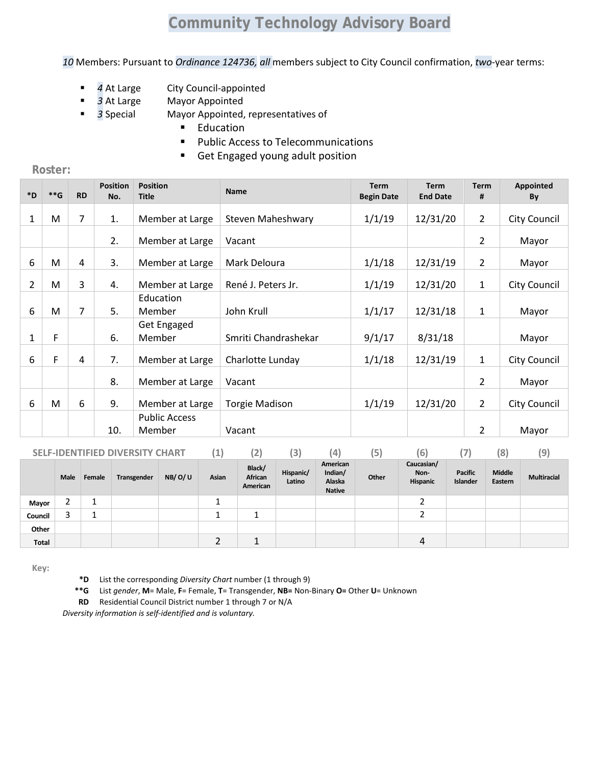# Community Technology Advisory Board

*10* Members: Pursuant to *Ordinance 124736, all* members subject to City Council confirmation, *two*-year terms:

- *4* At Large — City Council-appointed
- *3* At Large — Mayor Appointed
- *3* Special — Mayor Appointed, representatives of
  - Education
  - Public Access to Telecommunications
  - Get Engaged young adult position

## Roster:

| *D | **G | RD | Position No. | Position Title | Name | Term Begin Date | Term End Date | Term # | Appointed By |
|---|---|---|---|---|---|---|---|---|---|
| 1 | M | 7 | 1. | Member at Large | Steven Maheshwary | 1/1/19 | 12/31/20 | 2 | City Council |
| | | | 2. | Member at Large | Vacant | | | 2 | Mayor |
| 6 | M | 4 | 3. | Member at Large | Mark Deloura | 1/1/18 | 12/31/19 | 2 | Mayor |
| 2 | M | 3 | 4. | Member at Large | René J. Peters Jr. | 1/1/19 | 12/31/20 | 1 | City Council |
| 6 | M | 7 | 5. | Education Member | John Krull | 1/1/17 | 12/31/18 | 1 | Mayor |
| 1 | F | | 6. | Get Engaged Member | Smriti Chandrashekar | 9/1/17 | 8/31/18 | | Mayor |
| 6 | F | 4 | 7. | Member at Large | Charlotte Lunday | 1/1/18 | 12/31/19 | 1 | City Council |
| | | | 8. | Member at Large | Vacant | | | 2 | Mayor |
| 6 | M | 6 | 9. | Member at Large | Torgie Madison | 1/1/19 | 12/31/20 | 2 | City Council |
| | | | 10. | Public Access Member | Vacant | | | 2 | Mayor |

## SELF-IDENTIFIED DIVERSITY CHART

| | Male | Female | Transgender | NB/ O/ U | (1) Asian | (2) Black/ African American | (3) Hispanic/ Latino | (4) American Indian/ Alaska Native | (5) Other | (6) Caucasian/ Non-Hispanic | (7) Pacific Islander | (8) Middle Eastern | (9) Multiracial |
|---|---|---|---|---|---|---|---|---|---|---|---|---|---|
| Mayor | 2 | 1 | | | 1 | | | | | 2 | | | |
| Council | 3 | 1 | | | 1 | 1 | | | | 2 | | | |
| Other | | | | | | | | | | | | | |
| Total | | | | | 2 | 1 | | | | 4 | | | |

**Key:**

**\*D** List the corresponding *Diversity Chart* number (1 through 9)

**\*\*G** List *gender*, **M**= Male, **F**= Female, **T**= Transgender, **NB**= Non-Binary **O**= Other **U**= Unknown

**RD** Residential Council District number 1 through 7 or N/A

*Diversity information is self-identified and is voluntary.*